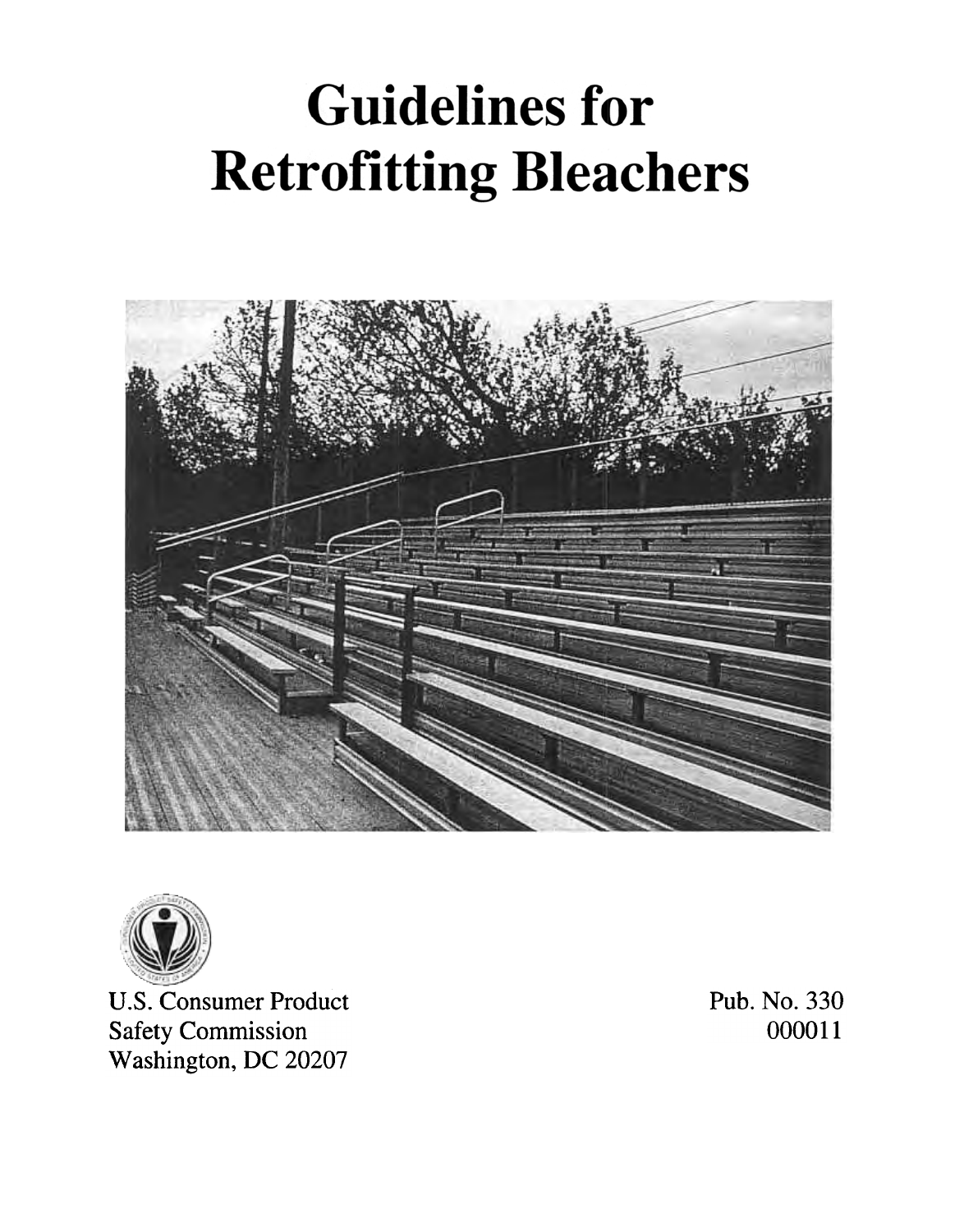# Guidelines for Retrofitting Bleachers

U.S. Consumer Product
Safety Commission
Washington, DC 20207

Pub. No. 330
000011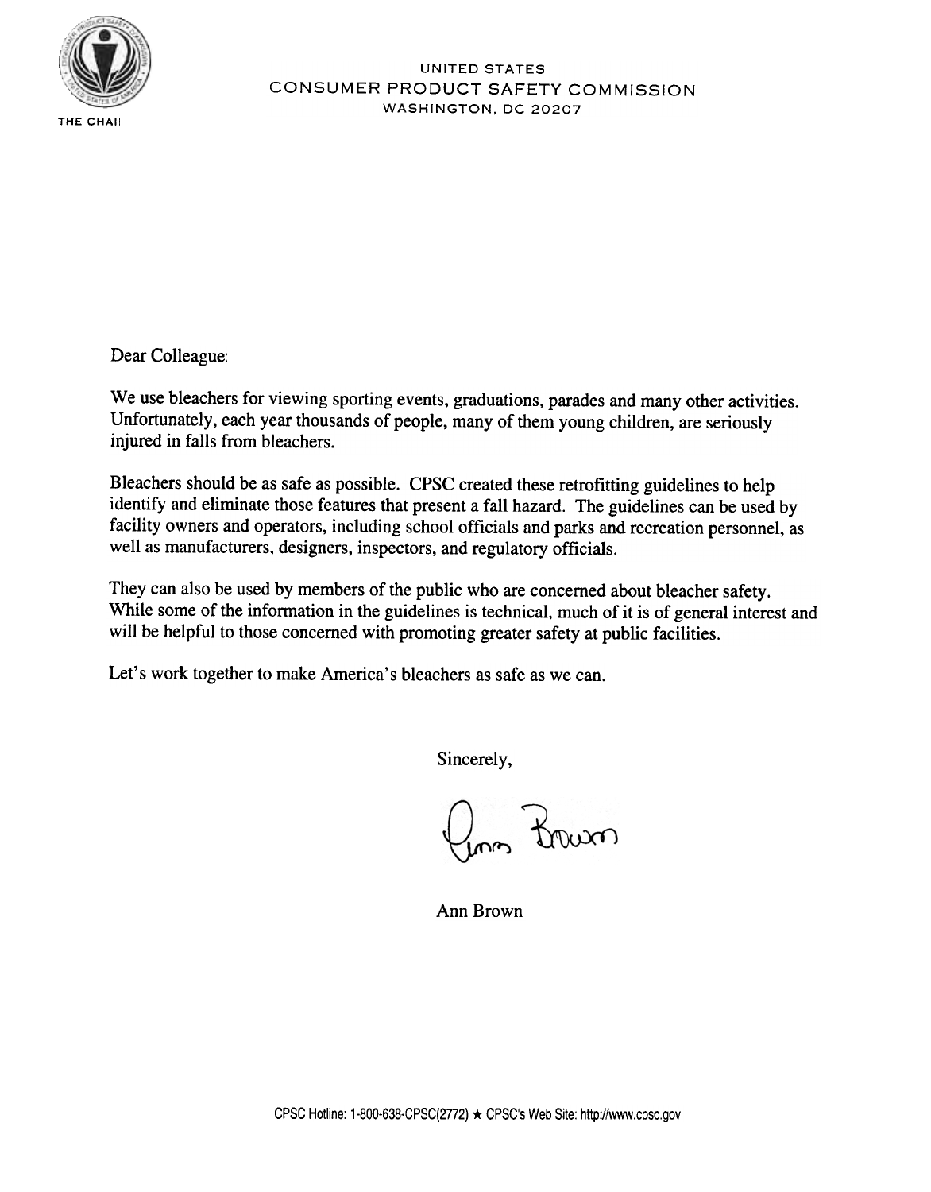UNITED STATES
CONSUMER PRODUCT SAFETY COMMISSION
WASHINGTON, DC 20207

THE CHAI

Dear Colleague:

We use bleachers for viewing sporting events, graduations, parades and many other activities. Unfortunately, each year thousands of people, many of them young children, are seriously injured in falls from bleachers.

Bleachers should be as safe as possible. CPSC created these retrofitting guidelines to help identify and eliminate those features that present a fall hazard. The guidelines can be used by facility owners and operators, including school officials and parks and recreation personnel, as well as manufacturers, designers, inspectors, and regulatory officials.

They can also be used by members of the public who are concerned about bleacher safety. While some of the information in the guidelines is technical, much of it is of general interest and will be helpful to those concerned with promoting greater safety at public facilities.

Let's work together to make America's bleachers as safe as we can.

Sincerely,

Ann Brown

Ann Brown

CPSC Hotline: 1-800-638-CPSC(2772) ★ CPSC's Web Site: http://www.cpsc.gov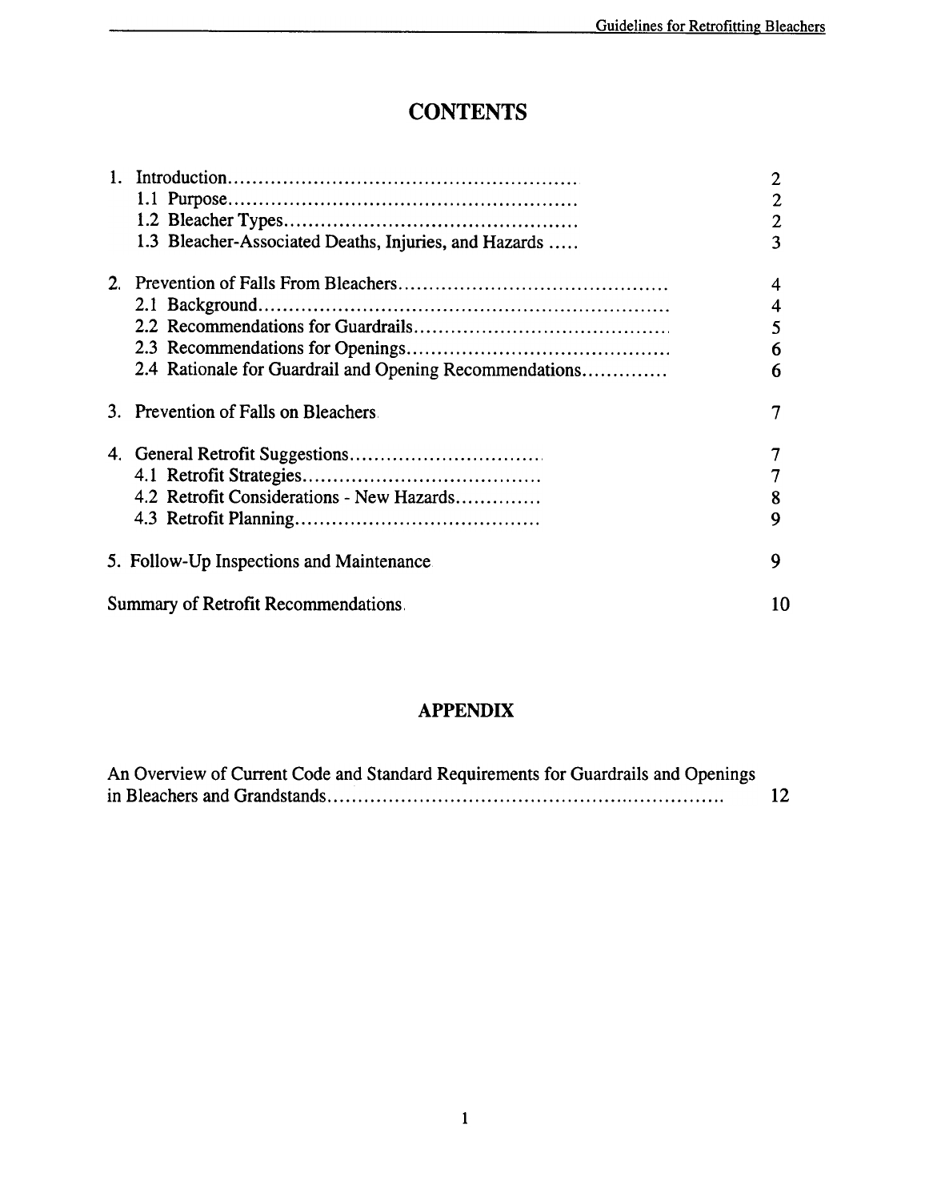# CONTENTS

1. Introduction .......................................................... 2
   - 1.1 Purpose .......................................................... 2
   - 1.2 Bleacher Types .......................................................... 2
   - 1.3 Bleacher-Associated Deaths, Injuries, and Hazards ..... 3

2. Prevention of Falls From Bleachers .......................................................... 4
   - 2.1 Background .......................................................... 4
   - 2.2 Recommendations for Guardrails .......................................................... 5
   - 2.3 Recommendations for Openings .......................................................... 6
   - 2.4 Rationale for Guardrail and Opening Recommendations .......................................................... 6

3. Prevention of Falls on Bleachers .......................................................... 7

4. General Retrofit Suggestions .......................................................... 7
   - 4.1 Retrofit Strategies .......................................................... 7
   - 4.2 Retrofit Considerations - New Hazards .......................................................... 8
   - 4.3 Retrofit Planning .......................................................... 9

5. Follow-Up Inspections and Maintenance .......................................................... 9

Summary of Retrofit Recommendations .......................................................... 10

## APPENDIX

An Overview of Current Code and Standard Requirements for Guardrails and Openings in Bleachers and Grandstands .......................................................... 12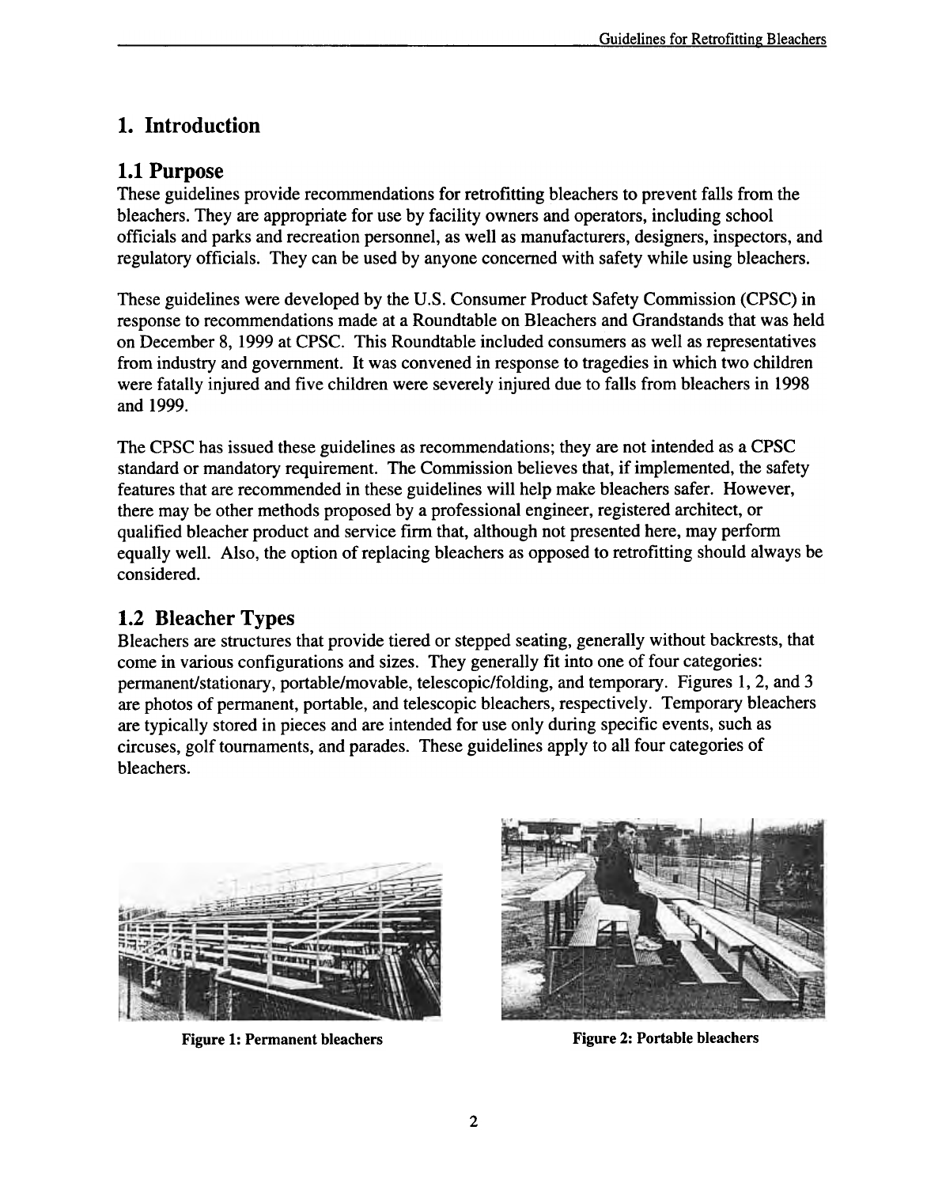# 1. Introduction

## 1.1 Purpose

These guidelines provide recommendations for retrofitting bleachers to prevent falls from the bleachers. They are appropriate for use by facility owners and operators, including school officials and parks and recreation personnel, as well as manufacturers, designers, inspectors, and regulatory officials. They can be used by anyone concerned with safety while using bleachers.

These guidelines were developed by the U.S. Consumer Product Safety Commission (CPSC) in response to recommendations made at a Roundtable on Bleachers and Grandstands that was held on December 8, 1999 at CPSC. This Roundtable included consumers as well as representatives from industry and government. It was convened in response to tragedies in which two children were fatally injured and five children were severely injured due to falls from bleachers in 1998 and 1999.

The CPSC has issued these guidelines as recommendations; they are not intended as a CPSC standard or mandatory requirement. The Commission believes that, if implemented, the safety features that are recommended in these guidelines will help make bleachers safer. However, there may be other methods proposed by a professional engineer, registered architect, or qualified bleacher product and service firm that, although not presented here, may perform equally well. Also, the option of replacing bleachers as opposed to retrofitting should always be considered.

## 1.2 Bleacher Types

Bleachers are structures that provide tiered or stepped seating, generally without backrests, that come in various configurations and sizes. They generally fit into one of four categories: permanent/stationary, portable/movable, telescopic/folding, and temporary. Figures 1, 2, and 3 are photos of permanent, portable, and telescopic bleachers, respectively. Temporary bleachers are typically stored in pieces and are intended for use only during specific events, such as circuses, golf tournaments, and parades. These guidelines apply to all four categories of bleachers.

**Figure 1: Permanent bleachers**

**Figure 2: Portable bleachers**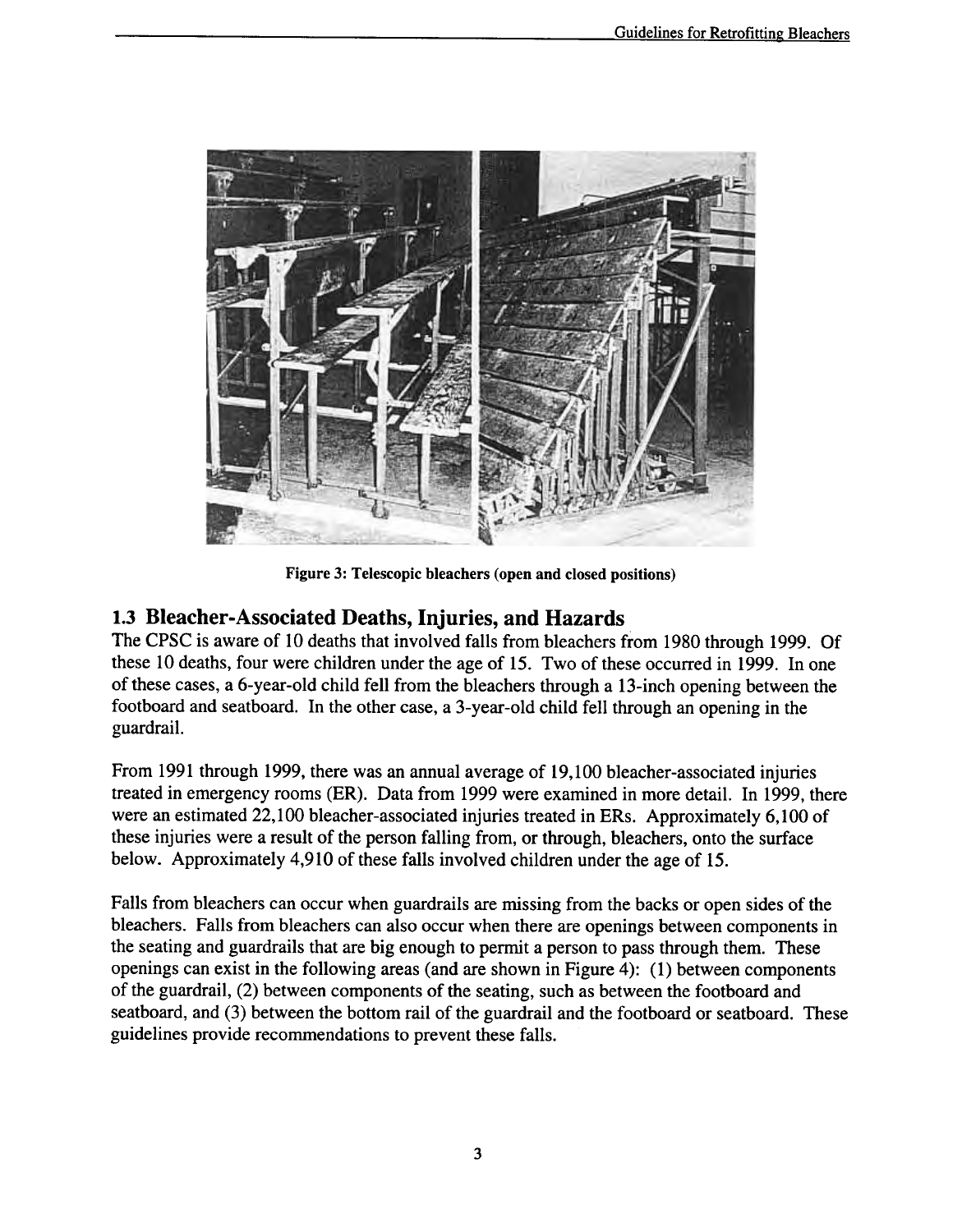Figure 3: Telescopic bleachers (open and closed positions)

## 1.3 Bleacher-Associated Deaths, Injuries, and Hazards

The CPSC is aware of 10 deaths that involved falls from bleachers from 1980 through 1999. Of these 10 deaths, four were children under the age of 15. Two of these occurred in 1999. In one of these cases, a 6-year-old child fell from the bleachers through a 13-inch opening between the footboard and seatboard. In the other case, a 3-year-old child fell through an opening in the guardrail.

From 1991 through 1999, there was an annual average of 19,100 bleacher-associated injuries treated in emergency rooms (ER). Data from 1999 were examined in more detail. In 1999, there were an estimated 22,100 bleacher-associated injuries treated in ERs. Approximately 6,100 of these injuries were a result of the person falling from, or through, bleachers, onto the surface below. Approximately 4,910 of these falls involved children under the age of 15.

Falls from bleachers can occur when guardrails are missing from the backs or open sides of the bleachers. Falls from bleachers can also occur when there are openings between components in the seating and guardrails that are big enough to permit a person to pass through them. These openings can exist in the following areas (and are shown in Figure 4): (1) between components of the guardrail, (2) between components of the seating, such as between the footboard and seatboard, and (3) between the bottom rail of the guardrail and the footboard or seatboard. These guidelines provide recommendations to prevent these falls.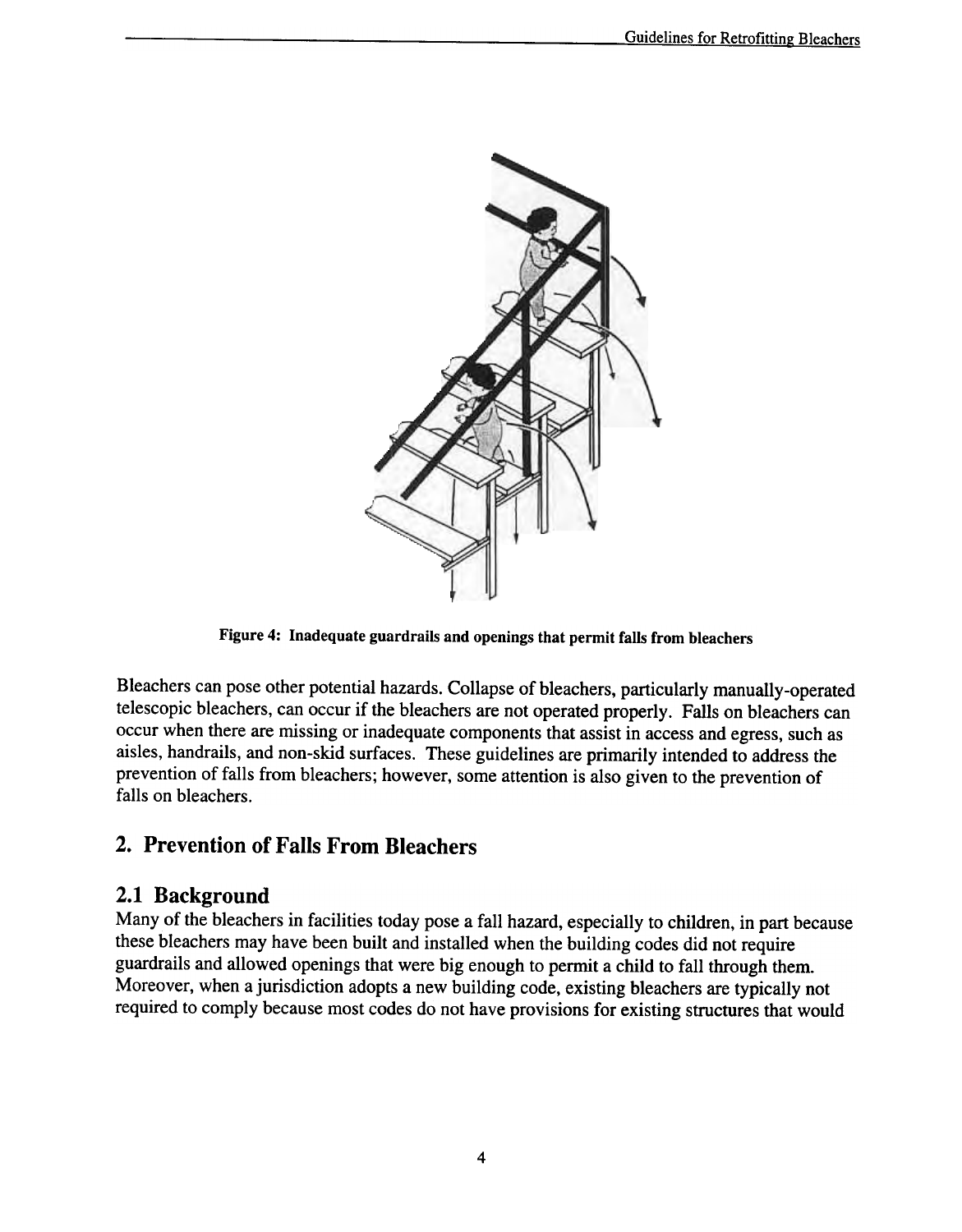Figure 4: Inadequate guardrails and openings that permit falls from bleachers

Bleachers can pose other potential hazards. Collapse of bleachers, particularly manually-operated telescopic bleachers, can occur if the bleachers are not operated properly. Falls on bleachers can occur when there are missing or inadequate components that assist in access and egress, such as aisles, handrails, and non-skid surfaces. These guidelines are primarily intended to address the prevention of falls from bleachers; however, some attention is also given to the prevention of falls on bleachers.

## 2. Prevention of Falls From Bleachers

### 2.1 Background

Many of the bleachers in facilities today pose a fall hazard, especially to children, in part because these bleachers may have been built and installed when the building codes did not require guardrails and allowed openings that were big enough to permit a child to fall through them. Moreover, when a jurisdiction adopts a new building code, existing bleachers are typically not required to comply because most codes do not have provisions for existing structures that would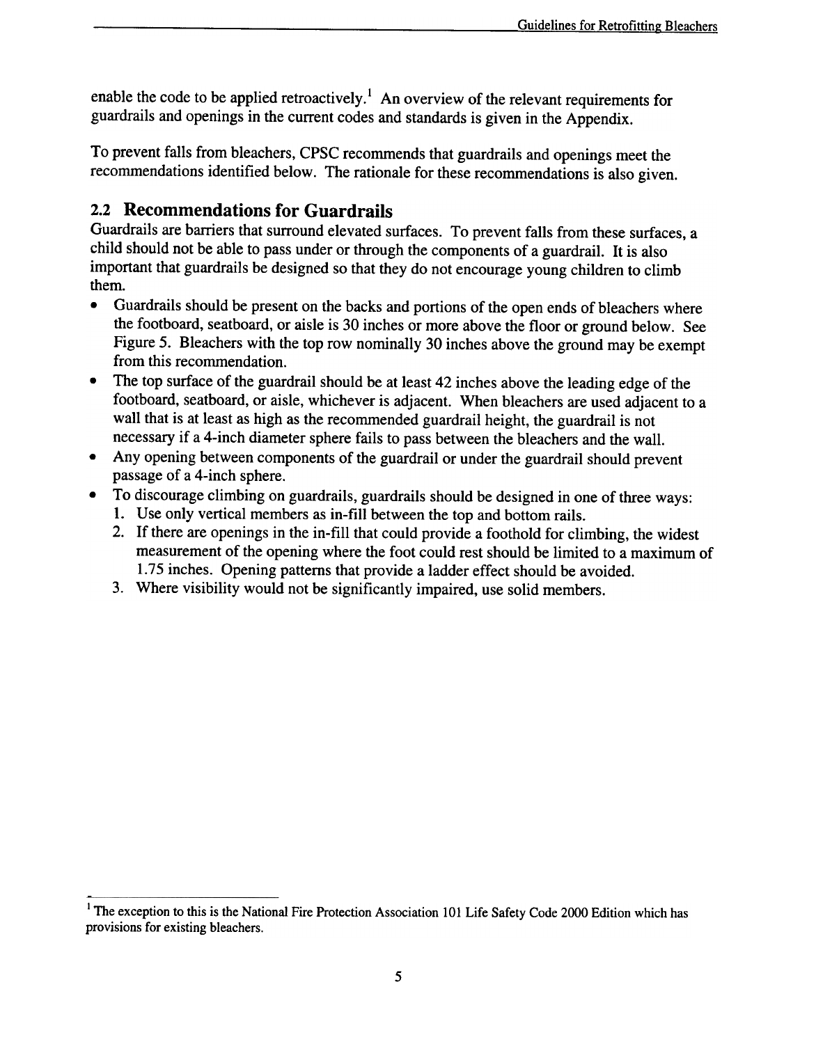enable the code to be applied retroactively.[1] An overview of the relevant requirements for guardrails and openings in the current codes and standards is given in the Appendix.

To prevent falls from bleachers, CPSC recommends that guardrails and openings meet the recommendations identified below. The rationale for these recommendations is also given.

## 2.2 Recommendations for Guardrails

Guardrails are barriers that surround elevated surfaces. To prevent falls from these surfaces, a child should not be able to pass under or through the components of a guardrail. It is also important that guardrails be designed so that they do not encourage young children to climb them.

- Guardrails should be present on the backs and portions of the open ends of bleachers where the footboard, seatboard, or aisle is 30 inches or more above the floor or ground below. See Figure 5. Bleachers with the top row nominally 30 inches above the ground may be exempt from this recommendation.
- The top surface of the guardrail should be at least 42 inches above the leading edge of the footboard, seatboard, or aisle, whichever is adjacent. When bleachers are used adjacent to a wall that is at least as high as the recommended guardrail height, the guardrail is not necessary if a 4-inch diameter sphere fails to pass between the bleachers and the wall.
- Any opening between components of the guardrail or under the guardrail should prevent passage of a 4-inch sphere.
- To discourage climbing on guardrails, guardrails should be designed in one of three ways:
    1. Use only vertical members as in-fill between the top and bottom rails.
    2. If there are openings in the in-fill that could provide a foothold for climbing, the widest measurement of the opening where the foot could rest should be limited to a maximum of 1.75 inches. Opening patterns that provide a ladder effect should be avoided.
    3. Where visibility would not be significantly impaired, use solid members.

---

[1] The exception to this is the National Fire Protection Association 101 Life Safety Code 2000 Edition which has provisions for existing bleachers.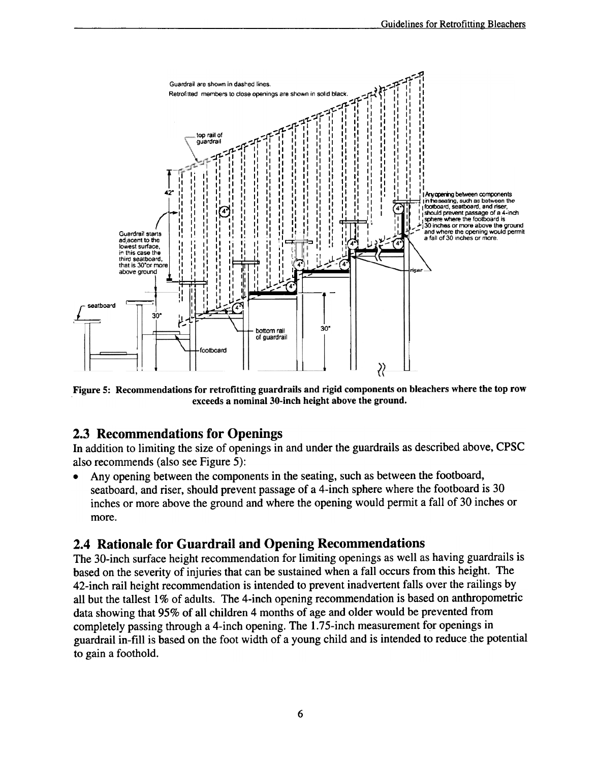**Figure 5: Recommendations for retrofitting guardrails and rigid components on bleachers where the top row exceeds a nominal 30-inch height above the ground.**

## 2.3 Recommendations for Openings

In addition to limiting the size of openings in and under the guardrails as described above, CPSC also recommends (also see Figure 5):

- Any opening between the components in the seating, such as between the footboard, seatboard, and riser, should prevent passage of a 4-inch sphere where the footboard is 30 inches or more above the ground and where the opening would permit a fall of 30 inches or more.

## 2.4 Rationale for Guardrail and Opening Recommendations

The 30-inch surface height recommendation for limiting openings as well as having guardrails is based on the severity of injuries that can be sustained when a fall occurs from this height. The 42-inch rail height recommendation is intended to prevent inadvertent falls over the railings by all but the tallest 1% of adults. The 4-inch opening recommendation is based on anthropometric data showing that 95% of all children 4 months of age and older would be prevented from completely passing through a 4-inch opening. The 1.75-inch measurement for openings in guardrail in-fill is based on the foot width of a young child and is intended to reduce the potential to gain a foothold.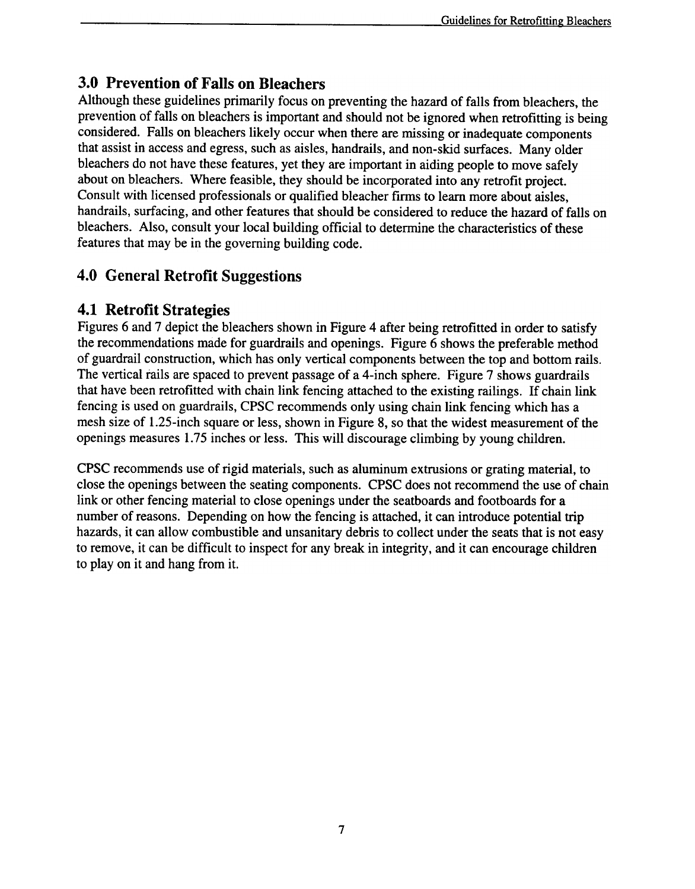## 3.0 Prevention of Falls on Bleachers

Although these guidelines primarily focus on preventing the hazard of falls from bleachers, the prevention of falls on bleachers is important and should not be ignored when retrofitting is being considered. Falls on bleachers likely occur when there are missing or inadequate components that assist in access and egress, such as aisles, handrails, and non-skid surfaces. Many older bleachers do not have these features, yet they are important in aiding people to move safely about on bleachers. Where feasible, they should be incorporated into any retrofit project. Consult with licensed professionals or qualified bleacher firms to learn more about aisles, handrails, surfacing, and other features that should be considered to reduce the hazard of falls on bleachers. Also, consult your local building official to determine the characteristics of these features that may be in the governing building code.

## 4.0 General Retrofit Suggestions

### 4.1 Retrofit Strategies

Figures 6 and 7 depict the bleachers shown in Figure 4 after being retrofitted in order to satisfy the recommendations made for guardrails and openings. Figure 6 shows the preferable method of guardrail construction, which has only vertical components between the top and bottom rails. The vertical rails are spaced to prevent passage of a 4-inch sphere. Figure 7 shows guardrails that have been retrofitted with chain link fencing attached to the existing railings. If chain link fencing is used on guardrails, CPSC recommends only using chain link fencing which has a mesh size of 1.25-inch square or less, shown in Figure 8, so that the widest measurement of the openings measures 1.75 inches or less. This will discourage climbing by young children.

CPSC recommends use of rigid materials, such as aluminum extrusions or grating material, to close the openings between the seating components. CPSC does not recommend the use of chain link or other fencing material to close openings under the seatboards and footboards for a number of reasons. Depending on how the fencing is attached, it can introduce potential trip hazards, it can allow combustible and unsanitary debris to collect under the seats that is not easy to remove, it can be difficult to inspect for any break in integrity, and it can encourage children to play on it and hang from it.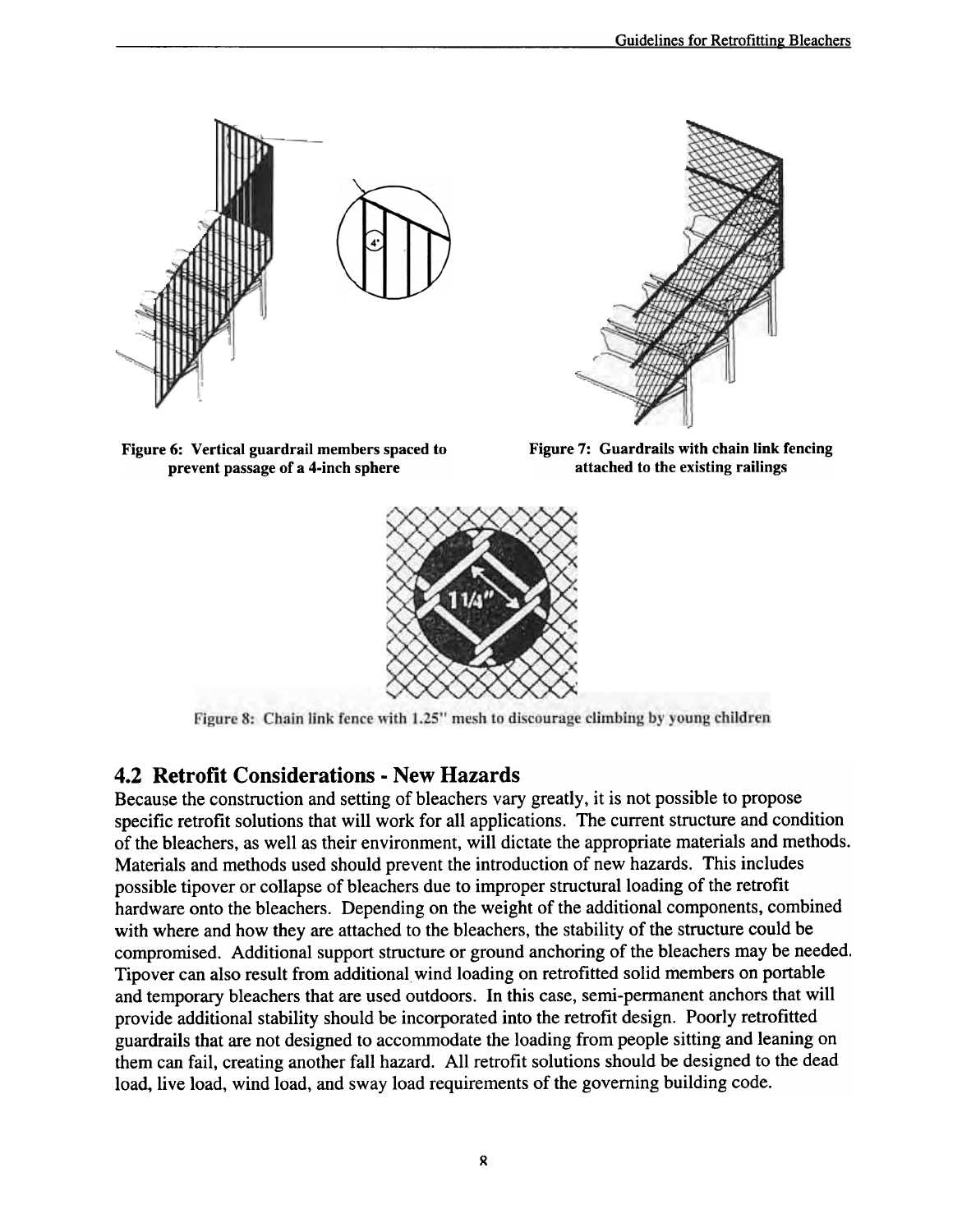Figure 6: Vertical guardrail members spaced to prevent passage of a 4-inch sphere

Figure 7: Guardrails with chain link fencing attached to the existing railings

Figure 8: Chain link fence with 1.25" mesh to discourage climbing by young children

## 4.2 Retrofit Considerations - New Hazards

Because the construction and setting of bleachers vary greatly, it is not possible to propose specific retrofit solutions that will work for all applications. The current structure and condition of the bleachers, as well as their environment, will dictate the appropriate materials and methods. Materials and methods used should prevent the introduction of new hazards. This includes possible tipover or collapse of bleachers due to improper structural loading of the retrofit hardware onto the bleachers. Depending on the weight of the additional components, combined with where and how they are attached to the bleachers, the stability of the structure could be compromised. Additional support structure or ground anchoring of the bleachers may be needed. Tipover can also result from additional wind loading on retrofitted solid members on portable and temporary bleachers that are used outdoors. In this case, semi-permanent anchors that will provide additional stability should be incorporated into the retrofit design. Poorly retrofitted guardrails that are not designed to accommodate the loading from people sitting and leaning on them can fail, creating another fall hazard. All retrofit solutions should be designed to the dead load, live load, wind load, and sway load requirements of the governing building code.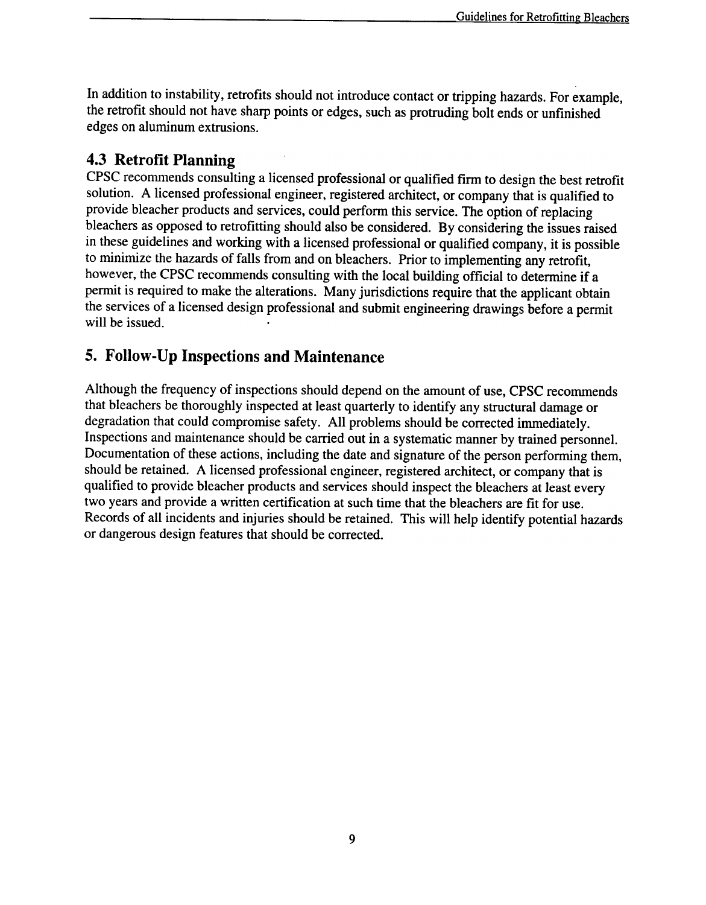In addition to instability, retrofits should not introduce contact or tripping hazards. For example, the retrofit should not have sharp points or edges, such as protruding bolt ends or unfinished edges on aluminum extrusions.

### 4.3 Retrofit Planning

CPSC recommends consulting a licensed professional or qualified firm to design the best retrofit solution. A licensed professional engineer, registered architect, or company that is qualified to provide bleacher products and services, could perform this service. The option of replacing bleachers as opposed to retrofitting should also be considered. By considering the issues raised in these guidelines and working with a licensed professional or qualified company, it is possible to minimize the hazards of falls from and on bleachers. Prior to implementing any retrofit, however, the CPSC recommends consulting with the local building official to determine if a permit is required to make the alterations. Many jurisdictions require that the applicant obtain the services of a licensed design professional and submit engineering drawings before a permit will be issued.

## 5. Follow-Up Inspections and Maintenance

Although the frequency of inspections should depend on the amount of use, CPSC recommends that bleachers be thoroughly inspected at least quarterly to identify any structural damage or degradation that could compromise safety. All problems should be corrected immediately. Inspections and maintenance should be carried out in a systematic manner by trained personnel. Documentation of these actions, including the date and signature of the person performing them, should be retained. A licensed professional engineer, registered architect, or company that is qualified to provide bleacher products and services should inspect the bleachers at least every two years and provide a written certification at such time that the bleachers are fit for use. Records of all incidents and injuries should be retained. This will help identify potential hazards or dangerous design features that should be corrected.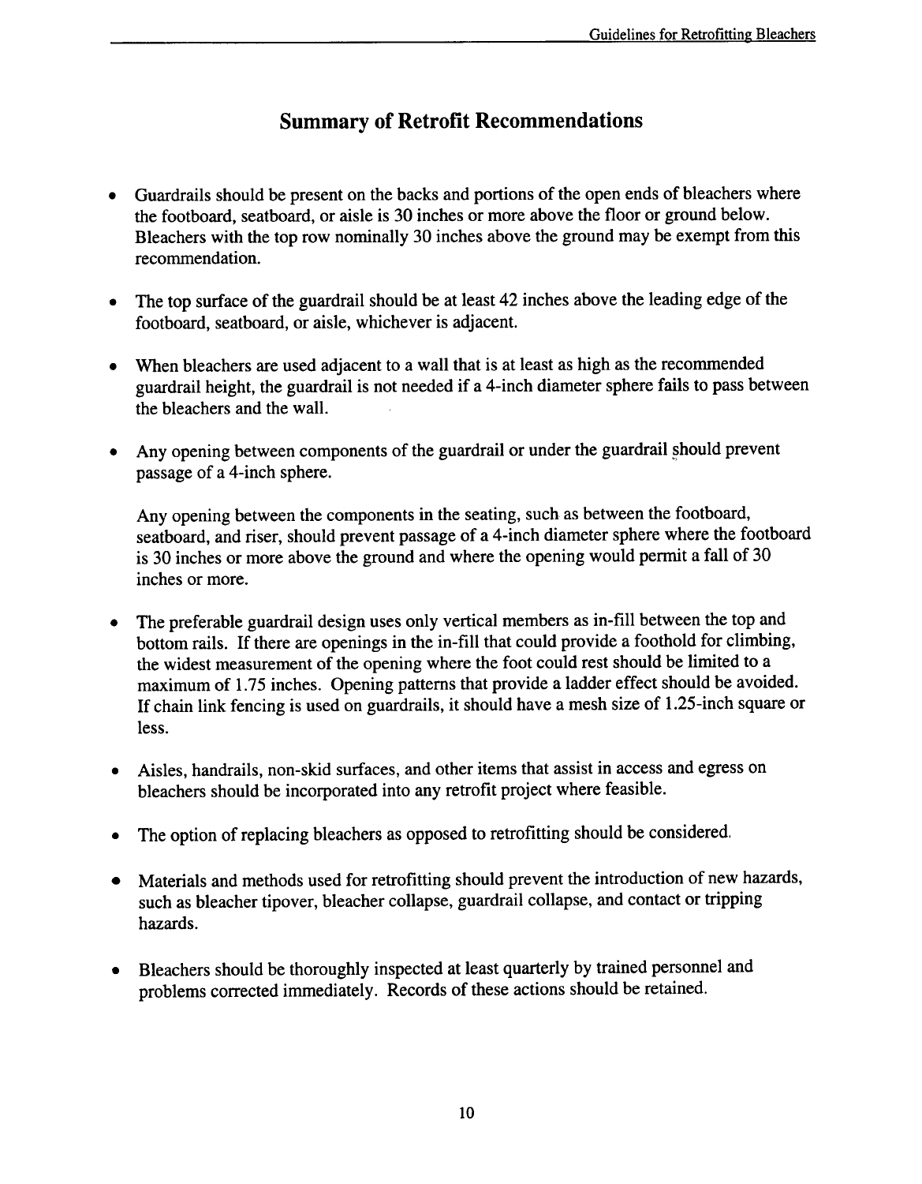## Summary of Retrofit Recommendations

- Guardrails should be present on the backs and portions of the open ends of bleachers where the footboard, seatboard, or aisle is 30 inches or more above the floor or ground below. Bleachers with the top row nominally 30 inches above the ground may be exempt from this recommendation.

- The top surface of the guardrail should be at least 42 inches above the leading edge of the footboard, seatboard, or aisle, whichever is adjacent.

- When bleachers are used adjacent to a wall that is at least as high as the recommended guardrail height, the guardrail is not needed if a 4-inch diameter sphere fails to pass between the bleachers and the wall.

- Any opening between components of the guardrail or under the guardrail should prevent passage of a 4-inch sphere.

  Any opening between the components in the seating, such as between the footboard, seatboard, and riser, should prevent passage of a 4-inch diameter sphere where the footboard is 30 inches or more above the ground and where the opening would permit a fall of 30 inches or more.

- The preferable guardrail design uses only vertical members as in-fill between the top and bottom rails. If there are openings in the in-fill that could provide a foothold for climbing, the widest measurement of the opening where the foot could rest should be limited to a maximum of 1.75 inches. Opening patterns that provide a ladder effect should be avoided. If chain link fencing is used on guardrails, it should have a mesh size of 1.25-inch square or less.

- Aisles, handrails, non-skid surfaces, and other items that assist in access and egress on bleachers should be incorporated into any retrofit project where feasible.

- The option of replacing bleachers as opposed to retrofitting should be considered.

- Materials and methods used for retrofitting should prevent the introduction of new hazards, such as bleacher tipover, bleacher collapse, guardrail collapse, and contact or tripping hazards.

- Bleachers should be thoroughly inspected at least quarterly by trained personnel and problems corrected immediately. Records of these actions should be retained.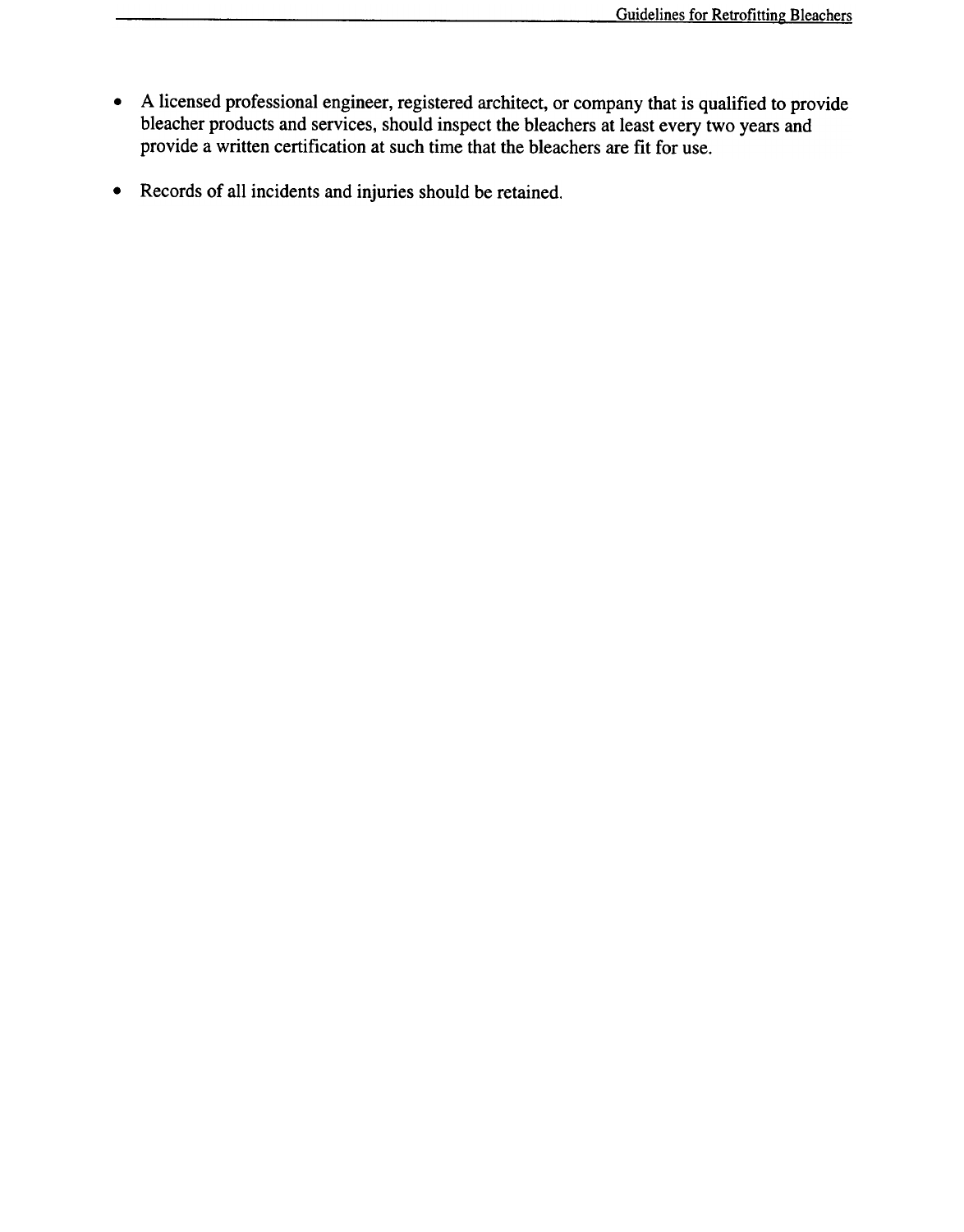- A licensed professional engineer, registered architect, or company that is qualified to provide bleacher products and services, should inspect the bleachers at least every two years and provide a written certification at such time that the bleachers are fit for use.

- Records of all incidents and injuries should be retained.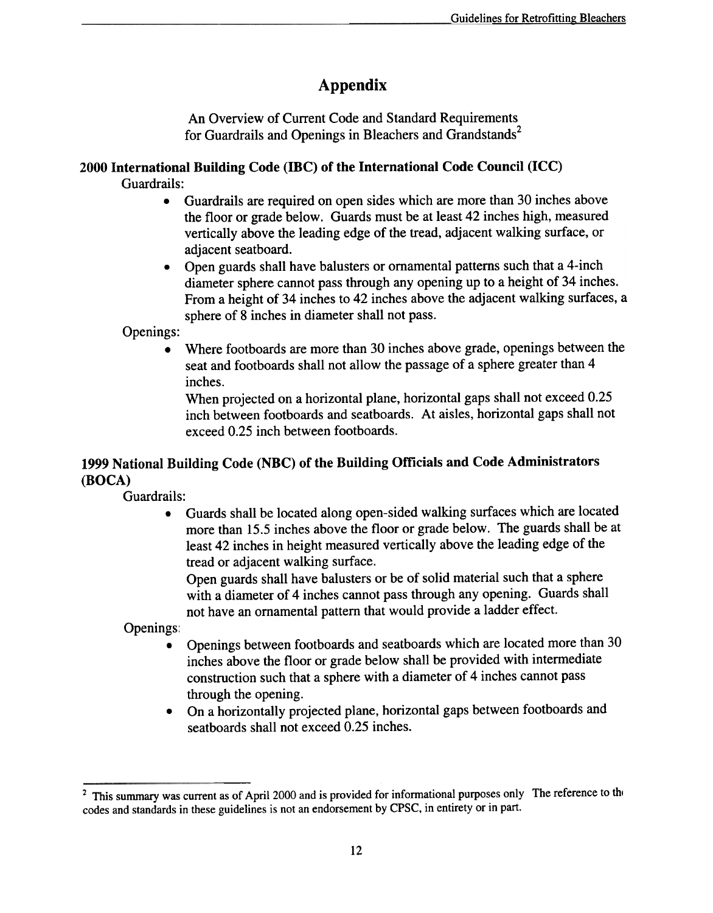# Appendix

An Overview of Current Code and Standard Requirements for Guardrails and Openings in Bleachers and Grandstands[2]

## 2000 International Building Code (IBC) of the International Code Council (ICC)

Guardrails:

- Guardrails are required on open sides which are more than 30 inches above the floor or grade below. Guards must be at least 42 inches high, measured vertically above the leading edge of the tread, adjacent walking surface, or adjacent seatboard.
- Open guards shall have balusters or ornamental patterns such that a 4-inch diameter sphere cannot pass through any opening up to a height of 34 inches. From a height of 34 inches to 42 inches above the adjacent walking surfaces, a sphere of 8 inches in diameter shall not pass.

Openings:

- Where footboards are more than 30 inches above grade, openings between the seat and footboards shall not allow the passage of a sphere greater than 4 inches.

  When projected on a horizontal plane, horizontal gaps shall not exceed 0.25 inch between footboards and seatboards. At aisles, horizontal gaps shall not exceed 0.25 inch between footboards.

## 1999 National Building Code (NBC) of the Building Officials and Code Administrators (BOCA)

Guardrails:

- Guards shall be located along open-sided walking surfaces which are located more than 15.5 inches above the floor or grade below. The guards shall be at least 42 inches in height measured vertically above the leading edge of the tread or adjacent walking surface.

  Open guards shall have balusters or be of solid material such that a sphere with a diameter of 4 inches cannot pass through any opening. Guards shall not have an ornamental pattern that would provide a ladder effect.

Openings:

- Openings between footboards and seatboards which are located more than 30 inches above the floor or grade below shall be provided with intermediate construction such that a sphere with a diameter of 4 inches cannot pass through the opening.
- On a horizontally projected plane, horizontal gaps between footboards and seatboards shall not exceed 0.25 inches.

---

[2] This summary was current as of April 2000 and is provided for informational purposes only The reference to the codes and standards in these guidelines is not an endorsement by CPSC, in entirety or in part.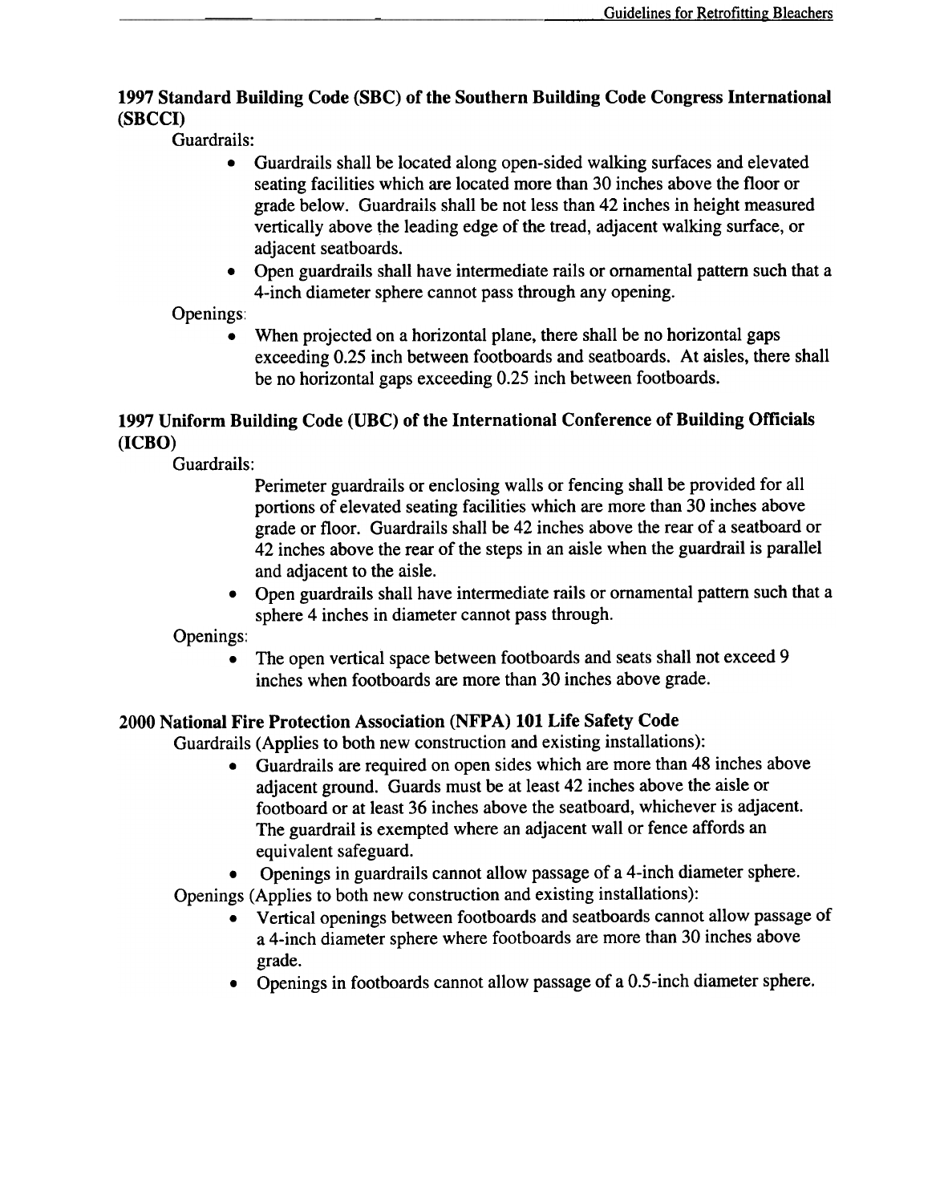### 1997 Standard Building Code (SBC) of the Southern Building Code Congress International (SBCCI)

Guardrails:

- Guardrails shall be located along open-sided walking surfaces and elevated seating facilities which are located more than 30 inches above the floor or grade below. Guardrails shall be not less than 42 inches in height measured vertically above the leading edge of the tread, adjacent walking surface, or adjacent seatboards.
- Open guardrails shall have intermediate rails or ornamental pattern such that a 4-inch diameter sphere cannot pass through any opening.

Openings:

- When projected on a horizontal plane, there shall be no horizontal gaps exceeding 0.25 inch between footboards and seatboards. At aisles, there shall be no horizontal gaps exceeding 0.25 inch between footboards.

### 1997 Uniform Building Code (UBC) of the International Conference of Building Officials (ICBO)

Guardrails:

Perimeter guardrails or enclosing walls or fencing shall be provided for all portions of elevated seating facilities which are more than 30 inches above grade or floor. Guardrails shall be 42 inches above the rear of a seatboard or 42 inches above the rear of the steps in an aisle when the guardrail is parallel and adjacent to the aisle.

- Open guardrails shall have intermediate rails or ornamental pattern such that a sphere 4 inches in diameter cannot pass through.

Openings:

- The open vertical space between footboards and seats shall not exceed 9 inches when footboards are more than 30 inches above grade.

### 2000 National Fire Protection Association (NFPA) 101 Life Safety Code

Guardrails (Applies to both new construction and existing installations):

- Guardrails are required on open sides which are more than 48 inches above adjacent ground. Guards must be at least 42 inches above the aisle or footboard or at least 36 inches above the seatboard, whichever is adjacent. The guardrail is exempted where an adjacent wall or fence affords an equivalent safeguard.
- Openings in guardrails cannot allow passage of a 4-inch diameter sphere.

Openings (Applies to both new construction and existing installations):

- Vertical openings between footboards and seatboards cannot allow passage of a 4-inch diameter sphere where footboards are more than 30 inches above grade.
- Openings in footboards cannot allow passage of a 0.5-inch diameter sphere.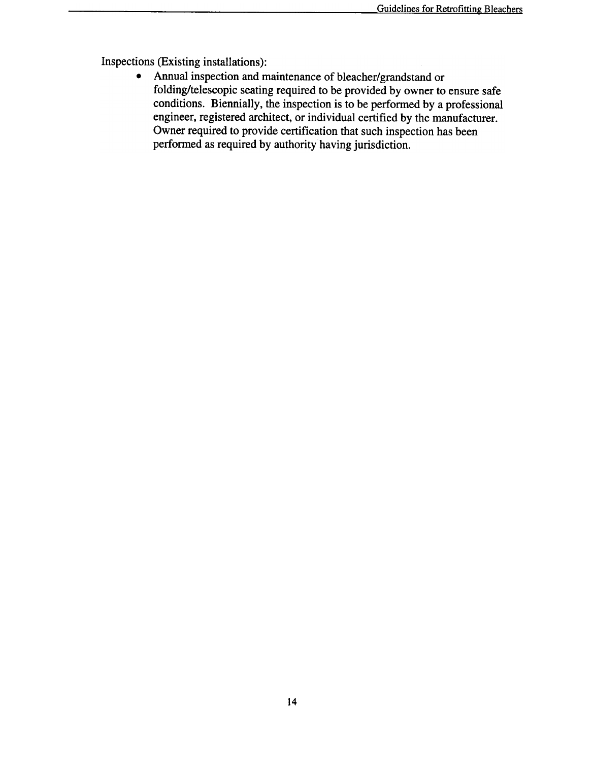Inspections (Existing installations):

- Annual inspection and maintenance of bleacher/grandstand or folding/telescopic seating required to be provided by owner to ensure safe conditions. Biennially, the inspection is to be performed by a professional engineer, registered architect, or individual certified by the manufacturer. Owner required to provide certification that such inspection has been performed as required by authority having jurisdiction.